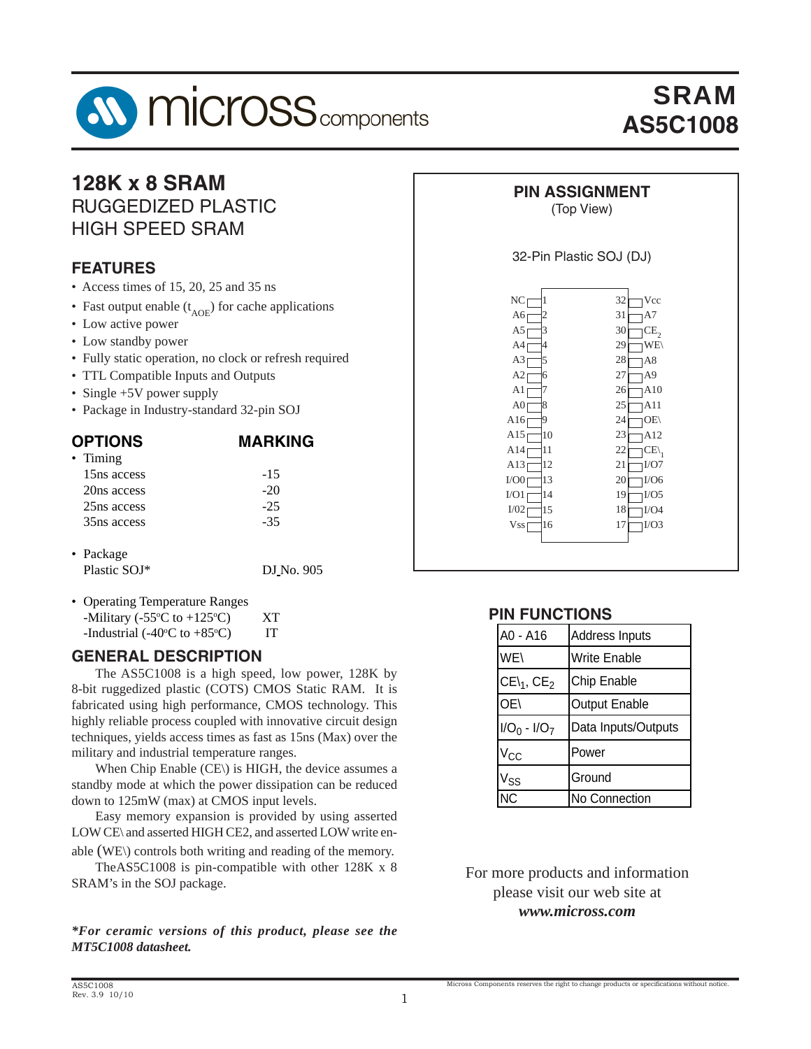# SRAM
# AS5C1008

## 128K x 8 SRAM
## RUGGEDIZED PLASTIC HIGH SPEED SRAM

### FEATURES

- Access times of 15, 20, 25 and 35 ns
- Fast output enable ($t_{AOE}$) for cache applications
- Low active power
- Low standby power
- Fully static operation, no clock or refresh required
- TTL Compatible Inputs and Outputs
- Single +5V power supply
- Package in Industry-standard 32-pin SOJ

### OPTIONS / MARKING

| OPTIONS | MARKING |
|---|---|
| • Timing | |
| 15ns access | -15 |
| 20ns access | -20 |
| 25ns access | -25 |
| 35ns access | -35 |
| • Package | |
| Plastic SOJ* | DJ No. 905 |
| • Operating Temperature Ranges | |
| -Military (-55°C to +125°C) | XT |
| -Industrial (-40°C to +85°C) | IT |

### GENERAL DESCRIPTION

The AS5C1008 is a high speed, low power, 128K by 8-bit ruggedized plastic (COTS) CMOS Static RAM. It is fabricated using high performance, CMOS technology. This highly reliable process coupled with innovative circuit design techniques, yields access times as fast as 15ns (Max) over the military and industrial temperature ranges.

When Chip Enable (CE\) is HIGH, the device assumes a standby mode at which the power dissipation can be reduced down to 125mW (max) at CMOS input levels.

Easy memory expansion is provided by using asserted LOW CE\ and asserted HIGH CE2, and asserted LOW write enable (WE\) controls both writing and reading of the memory.

TheAS5C1008 is pin-compatible with other 128K x 8 SRAM's in the SOJ package.

***For ceramic versions of this product, please see the MT5C1008 datasheet.***

### PIN ASSIGNMENT
(Top View)

32-Pin Plastic SOJ (DJ)

| Pin | Name | Pin | Name |
|---|---|---|---|
| 1 | NC | 32 | Vcc |
| 2 | A6 | 31 | A7 |
| 3 | A5 | 30 | $CE_2$ |
| 4 | A4 | 29 | WE\ |
| 5 | A3 | 28 | A8 |
| 6 | A2 | 27 | A9 |
| 7 | A1 | 26 | A10 |
| 8 | A0 | 25 | A11 |
| 9 | A16 | 24 | OE\ |
| 10 | A15 | 23 | A12 |
| 11 | A14 | 22 | $CE\_1$ |
| 12 | A13 | 21 | I/O7 |
| 13 | I/O0 | 20 | I/O6 |
| 14 | I/O1 | 19 | I/O5 |
| 15 | I/02 | 18 | I/O4 |
| 16 | Vss | 17 | I/O3 |

### PIN FUNCTIONS

| Pin | Function |
|---|---|
| A0 - A16 | Address Inputs |
| WE\ | Write Enable |
| $CE\_1$, $CE_2$ | Chip Enable |
| OE\ | Output Enable |
| $I/O_0$ - $I/O_7$ | Data Inputs/Outputs |
| $V_{CC}$ | Power |
| $V_{SS}$ | Ground |
| NC | No Connection |

For more products and information please visit our web site at ***www.micross.com***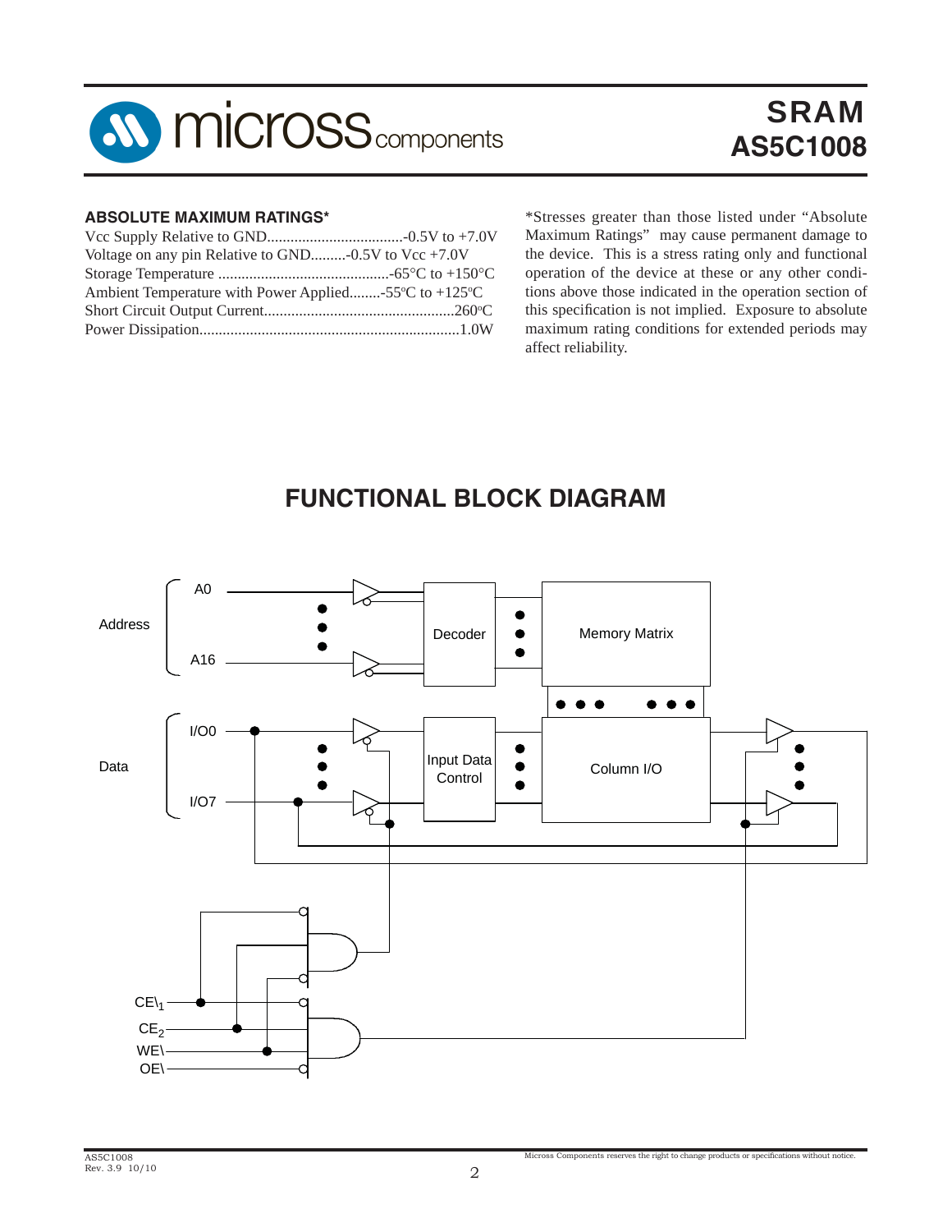## ABSOLUTE MAXIMUM RATINGS*

Vcc Supply Relative to GND....................................-0.5V to +7.0V
Voltage on any pin Relative to GND.........-0.5V to Vcc +7.0V
Storage Temperature ............................................-65°C to +150°C
Ambient Temperature with Power Applied........-55ºC to +125ºC
Short Circuit Output Current................................................260ºC
Power Dissipation..................................................................1.0W

*Stresses greater than those listed under "Absolute Maximum Ratings" may cause permanent damage to the device. This is a stress rating only and functional operation of the device at these or any other conditions above those indicated in the operation section of this specification is not implied. Exposure to absolute maximum rating conditions for extended periods may affect reliability.

## FUNCTIONAL BLOCK DIAGRAM

Address: A0 … A16 → Decoder → Memory Matrix

Data: I/O0 … I/O7 → Input Data Control → Column I/O

Control inputs: $CE\backslash_1$, $CE_2$, WE\, OE\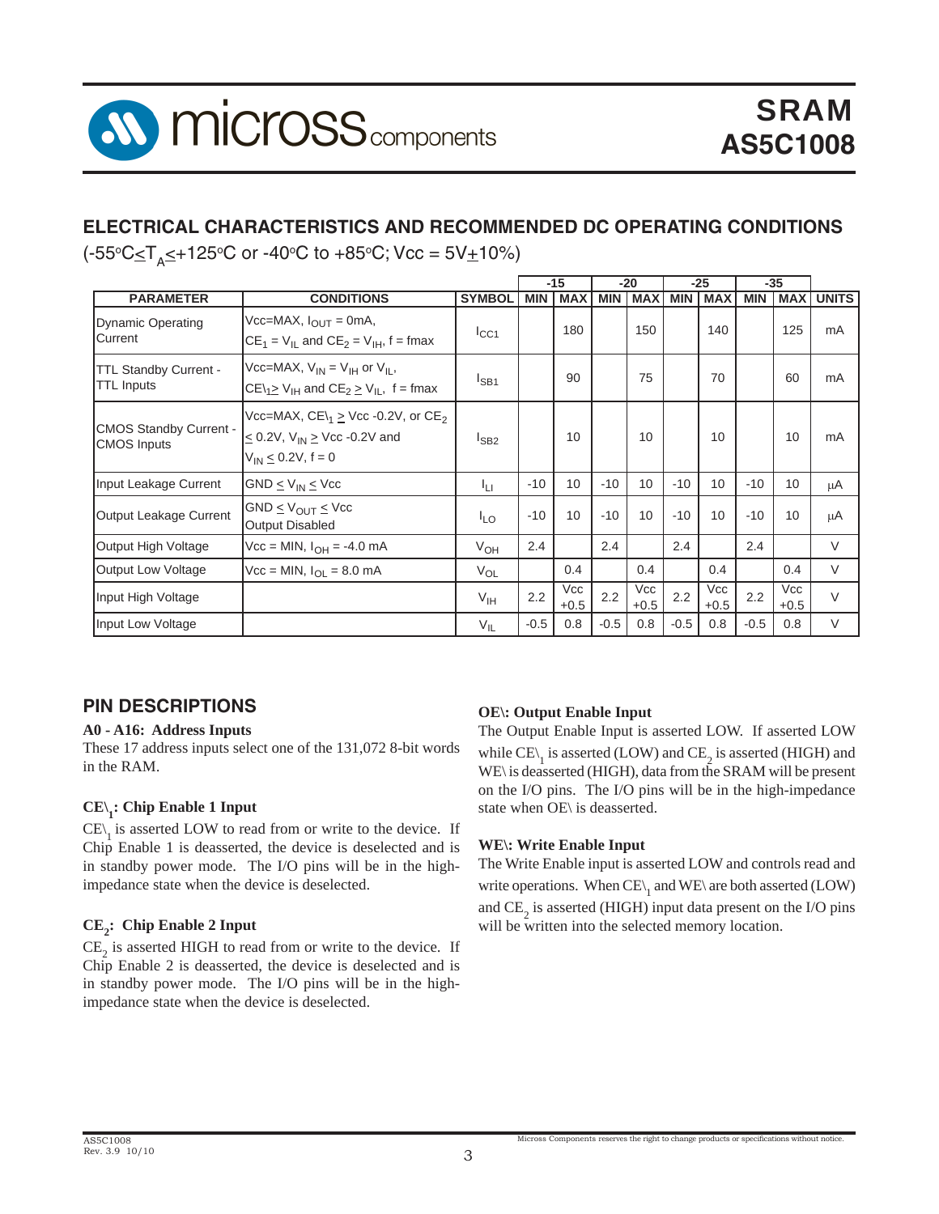## ELECTRICAL CHARACTERISTICS AND RECOMMENDED DC OPERATING CONDITIONS

($-55^{o}C \leq T_A \leq +125^{o}C$ or $-40^{o}C$ to $+85^{o}C$; Vcc = 5V$\pm$10%)

| PARAMETER | CONDITIONS | SYMBOL | -15 MIN | -15 MAX | -20 MIN | -20 MAX | -25 MIN | -25 MAX | -35 MIN | -35 MAX | UNITS |
|---|---|---|---|---|---|---|---|---|---|---|---|
| Dynamic Operating Current | Vcc=MAX, $I_{OUT}$ = 0mA, $CE_1 = V_{IL}$ and $CE_2 = V_{IH}$, f = fmax | $I_{CC1}$ | | 180 | | 150 | | 140 | | 125 | mA |
| TTL Standby Current - TTL Inputs | Vcc=MAX, $V_{IN} = V_{IH}$ or $V_{IL}$, $CE\backslash_1 \geq V_{IH}$ and $CE_2 \geq V_{IL}$, f = fmax | $I_{SB1}$ | | 90 | | 75 | | 70 | | 60 | mA |
| CMOS Standby Current - CMOS Inputs | Vcc=MAX, $CE\backslash_1 \geq$ Vcc -0.2V, or $CE_2 \leq$ 0.2V, $V_{IN} \geq$ Vcc -0.2V and $V_{IN} \leq$ 0.2V, f = 0 | $I_{SB2}$ | | 10 | | 10 | | 10 | | 10 | mA |
| Input Leakage Current | GND $\leq V_{IN} \leq$ Vcc | $I_{LI}$ | -10 | 10 | -10 | 10 | -10 | 10 | -10 | 10 | µA |
| Output Leakage Current | GND $\leq V_{OUT} \leq$ Vcc Output Disabled | $I_{LO}$ | -10 | 10 | -10 | 10 | -10 | 10 | -10 | 10 | µA |
| Output High Voltage | Vcc = MIN, $I_{OH}$ = -4.0 mA | $V_{OH}$ | 2.4 | | 2.4 | | 2.4 | | 2.4 | | V |
| Output Low Voltage | Vcc = MIN, $I_{OL}$ = 8.0 mA | $V_{OL}$ | | 0.4 | | 0.4 | | 0.4 | | 0.4 | V |
| Input High Voltage | | $V_{IH}$ | 2.2 | Vcc +0.5 | 2.2 | Vcc +0.5 | 2.2 | Vcc +0.5 | 2.2 | Vcc +0.5 | V |
| Input Low Voltage | | $V_{IL}$ | -0.5 | 0.8 | -0.5 | 0.8 | -0.5 | 0.8 | -0.5 | 0.8 | V |

## PIN DESCRIPTIONS

**A0 - A16: Address Inputs**

These 17 address inputs select one of the 131,072 8-bit words in the RAM.

**$CE\backslash_1$: Chip Enable 1 Input**

$CE\backslash_1$ is asserted LOW to read from or write to the device. If Chip Enable 1 is deasserted, the device is deselected and is in standby power mode. The I/O pins will be in the high-impedance state when the device is deselected.

**$CE_2$: Chip Enable 2 Input**

$CE_2$ is asserted HIGH to read from or write to the device. If Chip Enable 2 is deasserted, the device is deselected and is in standby power mode. The I/O pins will be in the high-impedance state when the device is deselected.

**OE\: Output Enable Input**

The Output Enable Input is asserted LOW. If asserted LOW while $CE\backslash_1$ is asserted (LOW) and $CE_2$ is asserted (HIGH) and WE\ is deasserted (HIGH), data from the SRAM will be present on the I/O pins. The I/O pins will be in the high-impedance state when OE\ is deasserted.

**WE\: Write Enable Input**

The Write Enable input is asserted LOW and controls read and write operations. When $CE\backslash_1$ and WE\ are both asserted (LOW) and $CE_2$ is asserted (HIGH) input data present on the I/O pins will be written into the selected memory location.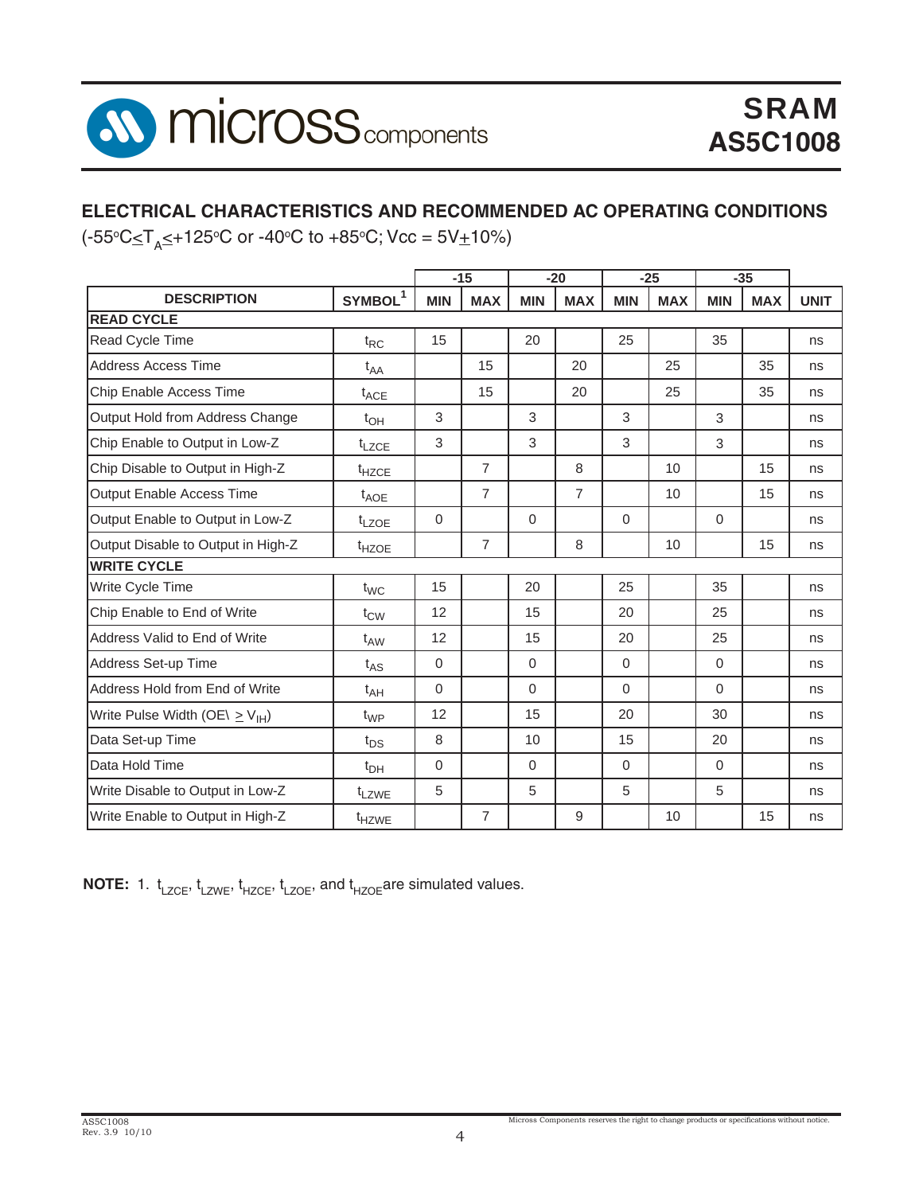## ELECTRICAL CHARACTERISTICS AND RECOMMENDED AC OPERATING CONDITIONS

($-55^{o}C \leq T_A \leq +125^{o}C$ or $-40^{o}C$ to $+85^{o}C$; Vcc = 5V$\pm$10%)

| DESCRIPTION | SYMBOL[1] | -15 | | -20 | | -25 | | -35 | | UNIT |
|---|---|---|---|---|---|---|---|---|---|---|
| | | MIN | MAX | MIN | MAX | MIN | MAX | MIN | MAX | |
| **READ CYCLE** | | | | | | | | | | |
| Read Cycle Time | $t_{RC}$ | 15 | | 20 | | 25 | | 35 | | ns |
| Address Access Time | $t_{AA}$ | | 15 | | 20 | | 25 | | 35 | ns |
| Chip Enable Access Time | $t_{ACE}$ | | 15 | | 20 | | 25 | | 35 | ns |
| Output Hold from Address Change | $t_{OH}$ | 3 | | 3 | | 3 | | 3 | | ns |
| Chip Enable to Output in Low-Z | $t_{LZCE}$ | 3 | | 3 | | 3 | | 3 | | ns |
| Chip Disable to Output in High-Z | $t_{HZCE}$ | | 7 | | 8 | | 10 | | 15 | ns |
| Output Enable Access Time | $t_{AOE}$ | | 7 | | 7 | | 10 | | 15 | ns |
| Output Enable to Output in Low-Z | $t_{LZOE}$ | 0 | | 0 | | 0 | | 0 | | ns |
| Output Disable to Output in High-Z | $t_{HZOE}$ | | 7 | | 8 | | 10 | | 15 | ns |
| **WRITE CYCLE** | | | | | | | | | | |
| Write Cycle Time | $t_{WC}$ | 15 | | 20 | | 25 | | 35 | | ns |
| Chip Enable to End of Write | $t_{CW}$ | 12 | | 15 | | 20 | | 25 | | ns |
| Address Valid to End of Write | $t_{AW}$ | 12 | | 15 | | 20 | | 25 | | ns |
| Address Set-up Time | $t_{AS}$ | 0 | | 0 | | 0 | | 0 | | ns |
| Address Hold from End of Write | $t_{AH}$ | 0 | | 0 | | 0 | | 0 | | ns |
| Write Pulse Width (OE\ $\geq V_{IH}$) | $t_{WP}$ | 12 | | 15 | | 20 | | 30 | | ns |
| Data Set-up Time | $t_{DS}$ | 8 | | 10 | | 15 | | 20 | | ns |
| Data Hold Time | $t_{DH}$ | 0 | | 0 | | 0 | | 0 | | ns |
| Write Disable to Output in Low-Z | $t_{LZWE}$ | 5 | | 5 | | 5 | | 5 | | ns |
| Write Enable to Output in High-Z | $t_{HZWE}$ | | 7 | | 9 | | 10 | | 15 | ns |

**NOTE:** 1. $t_{LZCE}$, $t_{LZWE}$, $t_{HZCE}$, $t_{LZOE}$, and $t_{HZOE}$ are simulated values.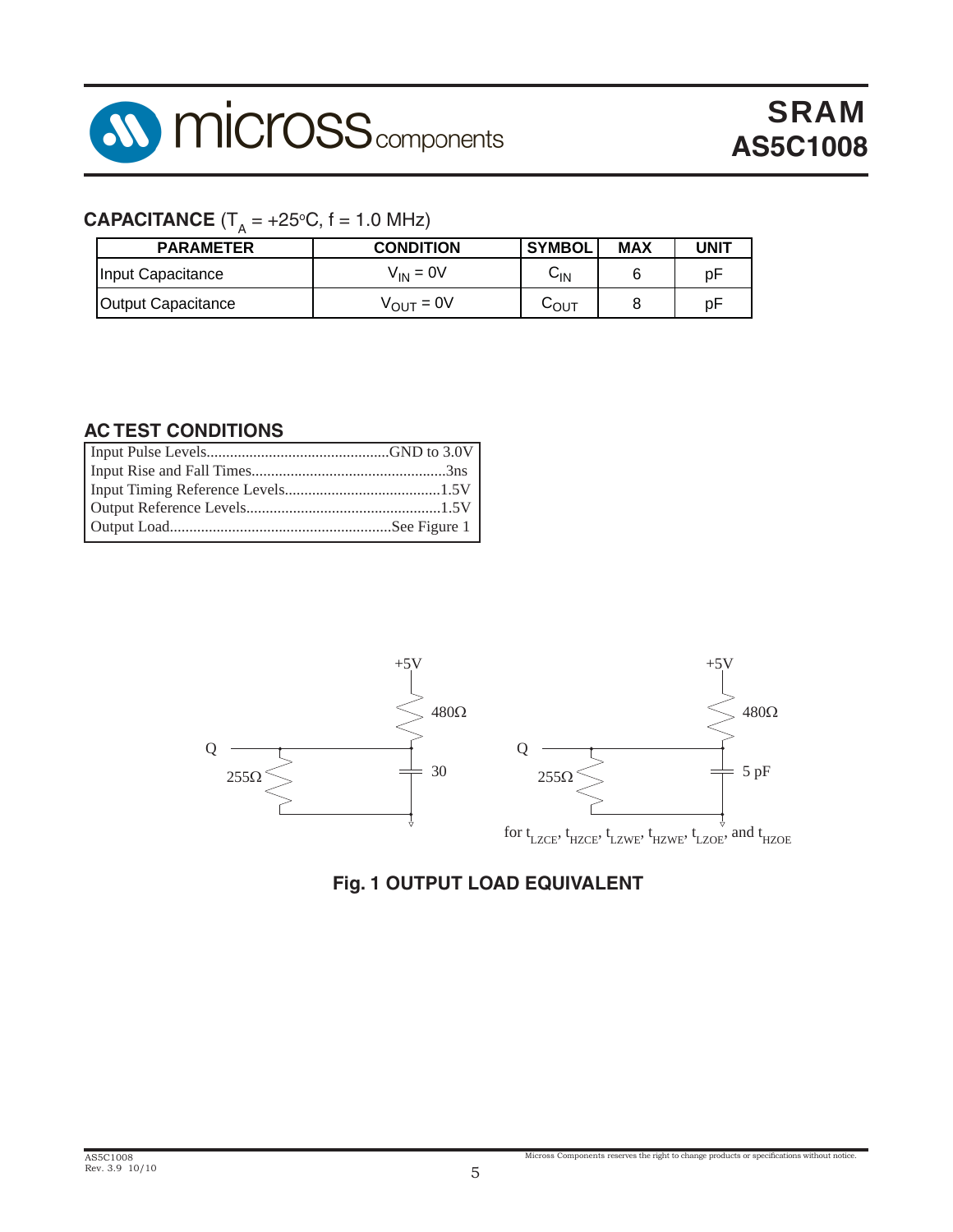## CAPACITANCE ($T_A$ = +25°C, f = 1.0 MHz)

| PARAMETER | CONDITION | SYMBOL | MAX | UNIT |
|---|---|---|---|---|
| Input Capacitance | $V_{IN}$ = 0V | $C_{IN}$ | 6 | pF |
| Output Capacitance | $V_{OUT}$ = 0V | $C_{OUT}$ | 8 | pF |

## AC TEST CONDITIONS

| | |
|---|---|
| Input Pulse Levels | GND to 3.0V |
| Input Rise and Fall Times | 3ns |
| Input Timing Reference Levels | 1.5V |
| Output Reference Levels | 1.5V |
| Output Load | See Figure 1 |

+5V

480Ω

Q

255Ω

30

+5V

480Ω

Q

255Ω

5 pF

for $t_{LZCE}$, $t_{HZCE}$, $t_{LZWE}$, $t_{HZWE}$, $t_{LZOE}$, and $t_{HZOE}$

**Fig. 1 OUTPUT LOAD EQUIVALENT**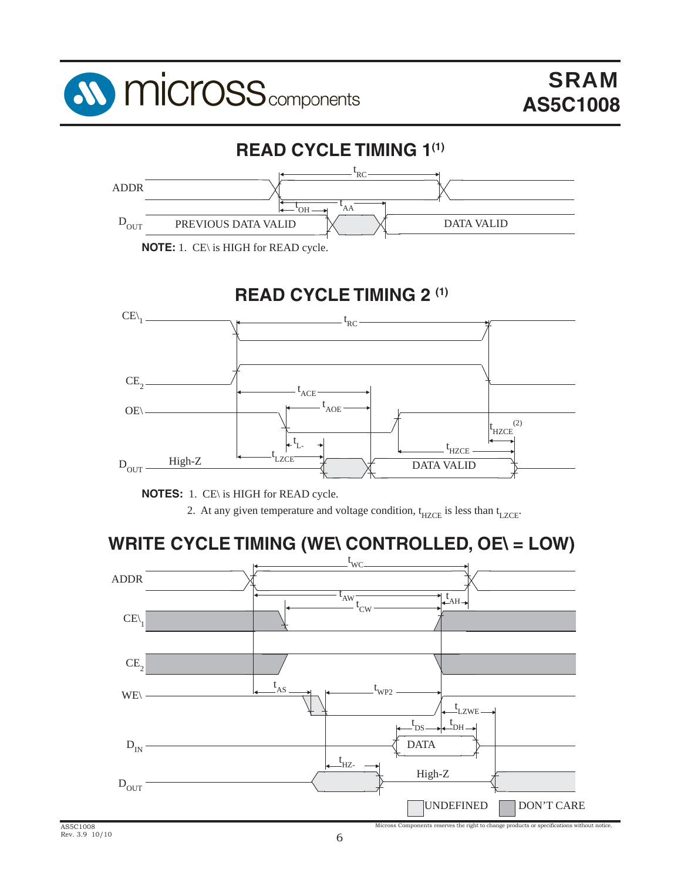## READ CYCLE TIMING 1[(1)]

ADDR

$t_{RC}$

$t_{OH}$ $t_{AA}$

$D_{OUT}$ PREVIOUS DATA VALID DATA VALID

**NOTE:** 1. CE\ is HIGH for READ cycle.

## READ CYCLE TIMING 2 [(1)]

$CE\backslash_1$ $t_{RC}$

$CE_2$ $t_{ACE}$

OE\ $t_{AOE}$ $t_{HZCE}$ [(2)]

$t_{L-}$ $t_{HZCE}$

$D_{OUT}$ High-Z $t_{LZCE}$ DATA VALID

**NOTES:** 1. CE\ is HIGH for READ cycle.

2. At any given temperature and voltage condition, $t_{HZCE}$ is less than $t_{LZCE}$.

## WRITE CYCLE TIMING (WE\ CONTROLLED, OE\ = LOW)

$t_{WC}$

ADDR

$t_{AW}$ $t_{AH}$

$t_{CW}$

$CE\backslash_1$

$CE_2$

$t_{AS}$ $t_{WP2}$

WE\

$t_{LZWE}$

$t_{DS}$ $t_{DH}$

$D_{IN}$ DATA

$t_{HZ-}$ High-Z

$D_{OUT}$

UNDEFINED DON'T CARE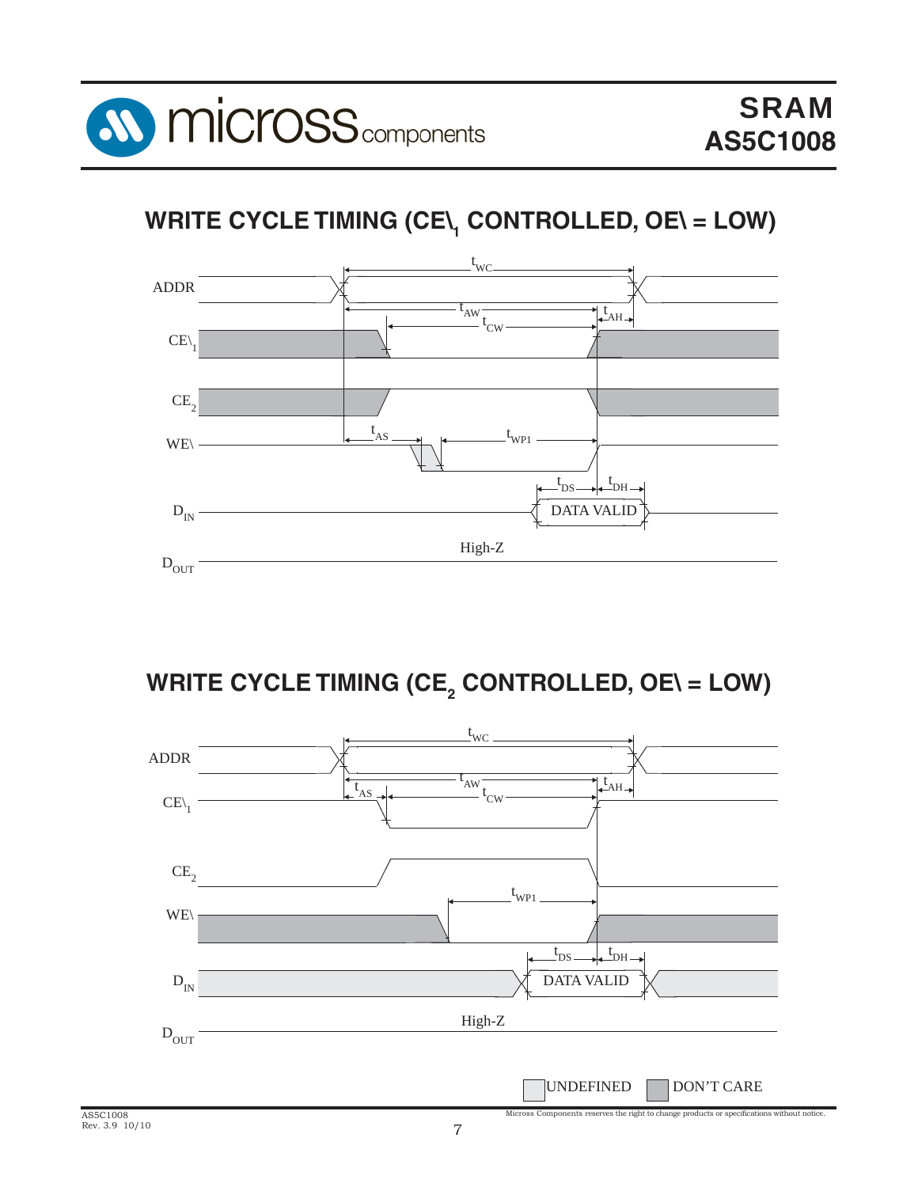## WRITE CYCLE TIMING (CE\$_1$ CONTROLLED, OE\ = LOW)

## WRITE CYCLE TIMING (CE$_2$ CONTROLLED, OE\ = LOW)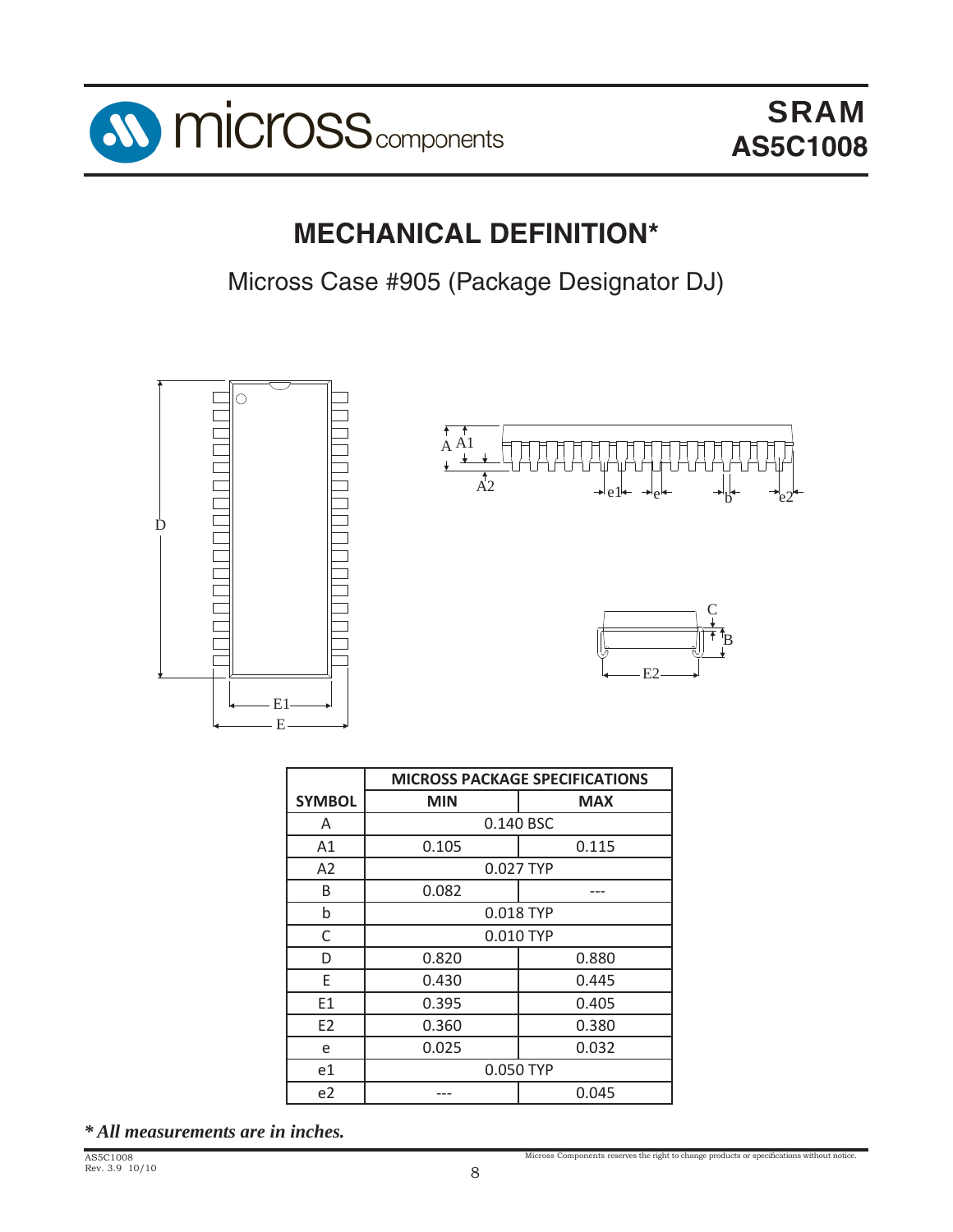# MECHANICAL DEFINITION*

Micross Case #905 (Package Designator DJ)

| | MICROSS PACKAGE SPECIFICATIONS | |
|---|---|---|
| SYMBOL | MIN | MAX |
| A | 0.140 BSC | |
| A1 | 0.105 | 0.115 |
| A2 | 0.027 TYP | |
| B | 0.082 | --- |
| b | 0.018 TYP | |
| C | 0.010 TYP | |
| D | 0.820 | 0.880 |
| E | 0.430 | 0.445 |
| E1 | 0.395 | 0.405 |
| E2 | 0.360 | 0.380 |
| e | 0.025 | 0.032 |
| e1 | 0.050 TYP | |
| e2 | --- | 0.045 |

***\* All measurements are in inches.***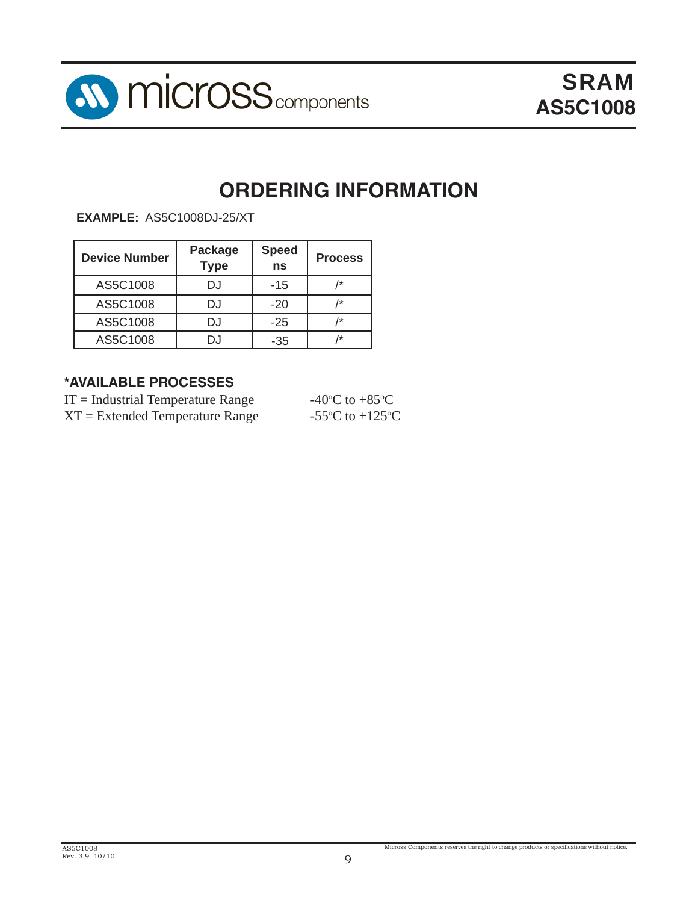# ORDERING INFORMATION

**EXAMPLE:** AS5C1008DJ-25/XT

| Device Number | Package Type | Speed ns | Process |
|---|---|---|---|
| AS5C1008 | DJ | -15 | /* |
| AS5C1008 | DJ | -20 | /* |
| AS5C1008 | DJ | -25 | /* |
| AS5C1008 | DJ | -35 | /* |

### *AVAILABLE PROCESSES

IT = Industrial Temperature Range -40$^o$C to +85$^o$C
XT = Extended Temperature Range -55$^o$C to +125$^o$C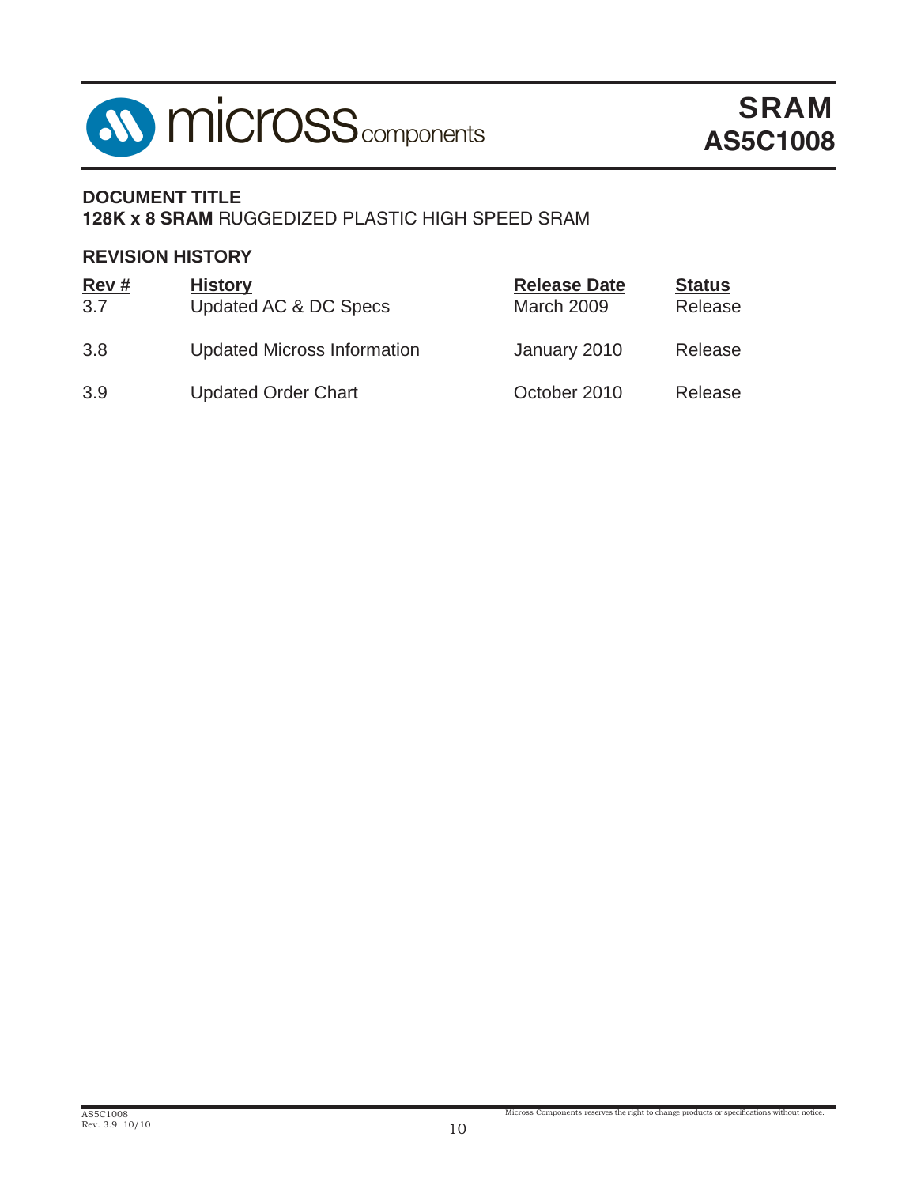## DOCUMENT TITLE

**128K x 8 SRAM** RUGGEDIZED PLASTIC HIGH SPEED SRAM

## REVISION HISTORY

| Rev # | History | Release Date | Status |
|---|---|---|---|
| 3.7 | Updated AC & DC Specs | March 2009 | Release |
| 3.8 | Updated Micross Information | January 2010 | Release |
| 3.9 | Updated Order Chart | October 2010 | Release |